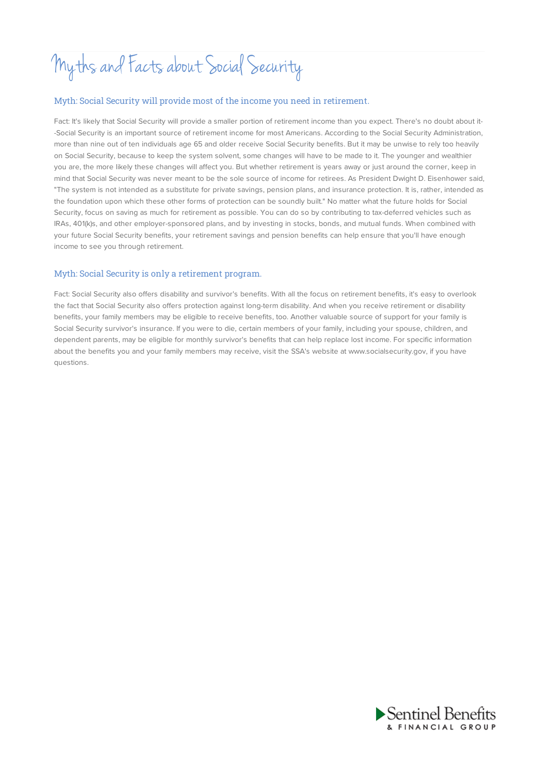# Myths and Facts about Social Security

## Myth: Social Security will provide most of the income you need in retirement.

Fact: It's likely that Social Security will provide a smaller portion of retirement income than you expect. There's no doubt about it--Social Security is an important source of retirement income for most Americans. According to the Social Security Administration, more than nine out of ten individuals age 65 and older receive Social Security benefits. But it may be unwise to rely too heavily on Social Security, because to keep the system solvent, some changes will have to be made to it. The younger and wealthier you are, the more likely these changes will affect you. But whether retirement is years away or just around the corner, keep in mind that Social Security was never meant to be the sole source of income for retirees. As President Dwight D. Eisenhower said, "The system is not intended as a substitute for private savings, pension plans, and insurance protection. It is, rather, intended as the foundation upon which these other forms of protection can be soundly built." No matter what the future holds for Social Security, focus on saving as much for retirement as possible. You can do so by contributing to tax-deferred vehicles such as IRAs, 401(k)s, and other employer-sponsored plans, and by investing in stocks, bonds, and mutual funds. When combined with your future Social Security benefits, your retirement savings and pension benefits can help ensure that you'll have enough income to see you through retirement.

## Myth: Social Security is only a retirement program.

Fact: Social Security also offers disability and survivor's benefits. With all the focus on retirement benefits, it's easy to overlook the fact that Social Security also offers protection against long-term disability. And when you receive retirement or disability benefits, your family members may be eligible to receive benefits, too. Another valuable source of support for your family is Social Security survivor's insurance. If you were to die, certain members of your family, including your spouse, children, and dependent parents, may be eligible for monthly survivor's benefits that can help replace lost income. For specific information about the benefits you and your family members may receive, visit the SSA's website at www.socialsecurity.gov, if you have questions.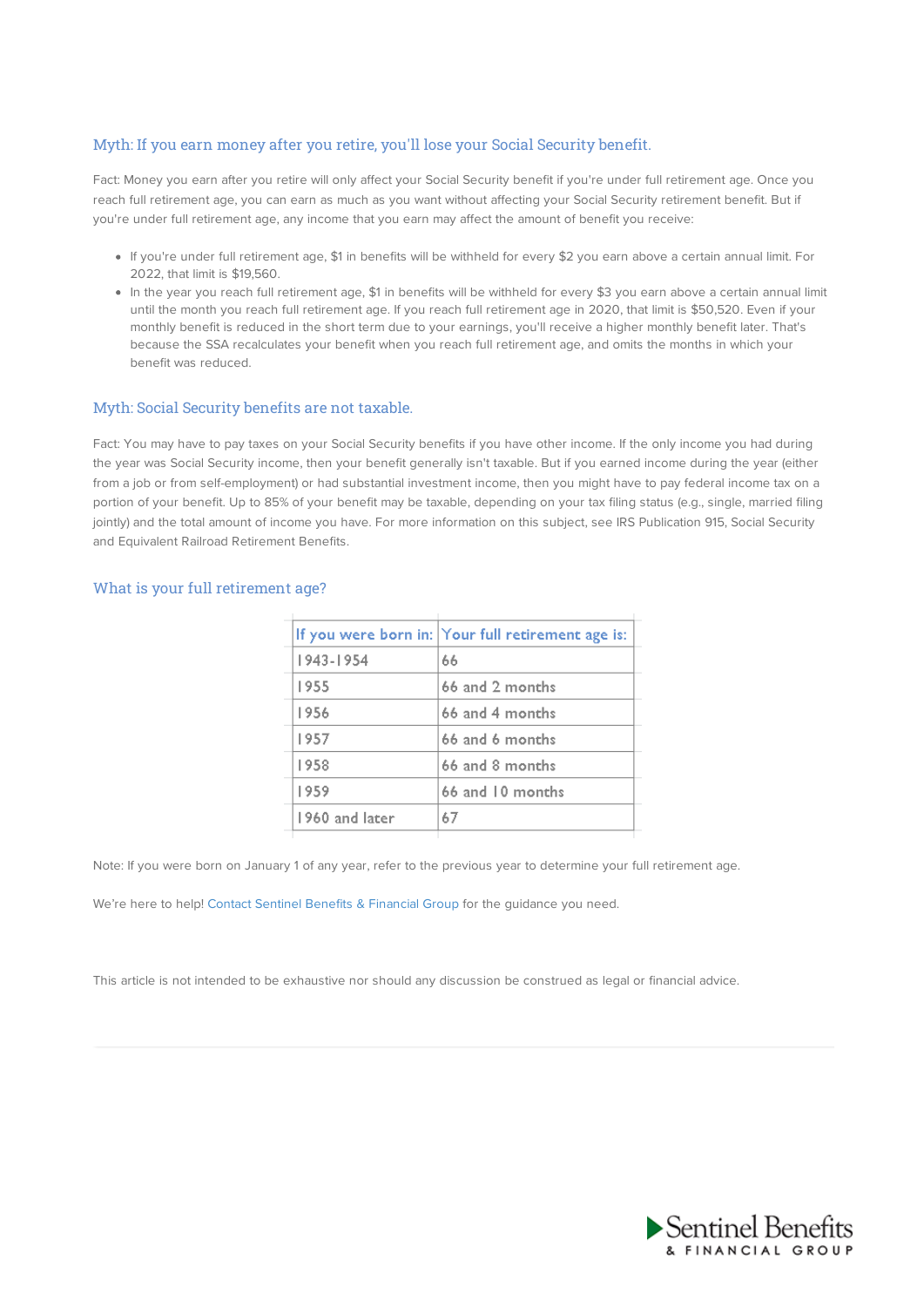## Myth: If you earn money after you retire, you'll lose your Social Security benefit.

Fact: Money you earn after you retire will only affect your Social Security benefit if you're under full retirement age. Once you reach full retirement age, you can earn as much as you want without affecting your Social Security retirement benefit. But if you're under full retirement age, any income that you earn may affect the amount of benefit you receive:

- If you're under full retirement age, $1 in benefits will be withheld for every $2 you earn above a certain annual limit. For 2022, that limit is $19,560.
- In the year you reach full retirement age, $1 in benefits will be withheld for every $3 you earn above a certain annual limit until the month you reach full retirement age. If you reach full retirement age in 2020, that limit is $50,520. Even if your monthly benefit is reduced in the short term due to your earnings, you'll receive a higher monthly benefit later. That's because the SSA recalculates your benefit when you reach full retirement age, and omits the months in which your benefit was reduced.

## Myth: Social Security benefits are not taxable.

Fact: You may have to pay taxes on your Social Security benefits if you have other income. If the only income you had during the year was Social Security income, then your benefit generally isn't taxable. But if you earned income during the year (either from a job or from self-employment) or had substantial investment income, then you might have to pay federal income tax on a portion of your benefit. Up to 85% of your benefit may be taxable, depending on your tax filing status (e.g., single, married filing jointly) and the total amount of income you have. For more information on this subject, see IRS Publication 915, Social Security and Equivalent Railroad Retirement Benefits.

## What is your full retirement age?

| If you were born in: | Your full retirement age is: |
|---|---|
| 1943-1954 | 66 |
| 1955 | 66 and 2 months |
| 1956 | 66 and 4 months |
| 1957 | 66 and 6 months |
| 1958 | 66 and 8 months |
| 1959 | 66 and 10 months |
| 1960 and later | 67 |

Note: If you were born on January 1 of any year, refer to the previous year to determine your full retirement age.

We're here to help! Contact Sentinel Benefits & Financial Group for the guidance you need.

This article is not intended to be exhaustive nor should any discussion be construed as legal or financial advice.